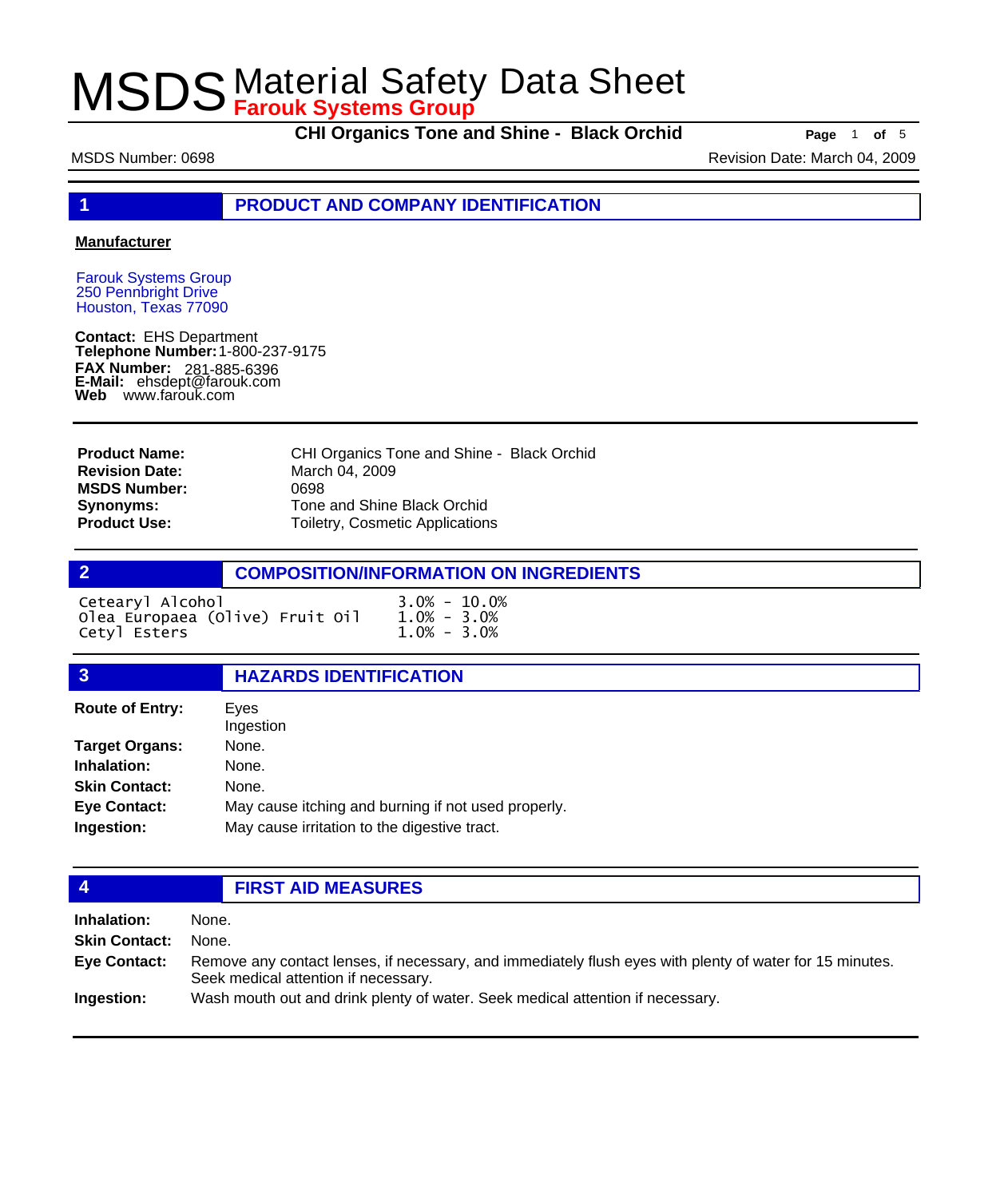# MSDS Material Safety Data Sheet

**Farouk Systems Group**

**CHI Organics Tone and Shine - Black Orchid**

MSDS Number: 0698

Revision Date: March 04, 2009

## 1 PRODUCT AND COMPANY IDENTIFICATION

**Manufacturer**

Farouk Systems Group
250 Pennbright Drive
Houston, Texas 77090

**Contact:** EHS Department
**Telephone Number:** 1-800-237-9175
**FAX Number:** 281-885-6396
**E-Mail:** ehsdept@farouk.com
**Web** www.farouk.com

| | |
|---|---|
| **Product Name:** | CHI Organics Tone and Shine - Black Orchid |
| **Revision Date:** | March 04, 2009 |
| **MSDS Number:** | 0698 |
| **Synonyms:** | Tone and Shine Black Orchid |
| **Product Use:** | Toiletry, Cosmetic Applications |

## 2 COMPOSITION/INFORMATION ON INGREDIENTS

| | |
|---|---|
| Cetearyl Alcohol | 3.0% - 10.0% |
| Olea Europaea (Olive) Fruit Oil | 1.0% - 3.0% |
| Cetyl Esters | 1.0% - 3.0% |

## 3 HAZARDS IDENTIFICATION

| | |
|---|---|
| **Route of Entry:** | Eyes<br>Ingestion |
| **Target Organs:** | None. |
| **Inhalation:** | None. |
| **Skin Contact:** | None. |
| **Eye Contact:** | May cause itching and burning if not used properly. |
| **Ingestion:** | May cause irritation to the digestive tract. |

## 4 FIRST AID MEASURES

| | |
|---|---|
| **Inhalation:** | None. |
| **Skin Contact:** | None. |
| **Eye Contact:** | Remove any contact lenses, if necessary, and immediately flush eyes with plenty of water for 15 minutes. Seek medical attention if necessary. |
| **Ingestion:** | Wash mouth out and drink plenty of water. Seek medical attention if necessary. |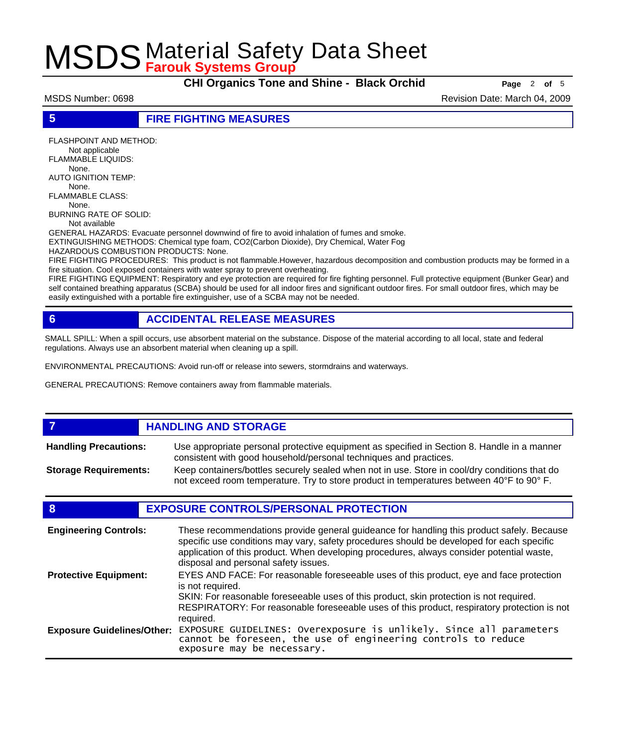## 5 FIRE FIGHTING MEASURES

FLASHPOINT AND METHOD:
Not applicable

FLAMMABLE LIQUIDS:
None.

AUTO IGNITION TEMP:
None.

FLAMMABLE CLASS:
None.

BURNING RATE OF SOLID:
Not available

GENERAL HAZARDS: Evacuate personnel downwind of fire to avoid inhalation of fumes and smoke.

EXTINGUISHING METHODS: Chemical type foam, CO2(Carbon Dioxide), Dry Chemical, Water Fog

HAZARDOUS COMBUSTION PRODUCTS: None.

FIRE FIGHTING PROCEDURES: This product is not flammable.However, hazardous decomposition and combustion products may be formed in a fire situation. Cool exposed containers with water spray to prevent overheating.

FIRE FIGHTING EQUIPMENT: Respiratory and eye protection are required for fire fighting personnel. Full protective equipment (Bunker Gear) and self contained breathing apparatus (SCBA) should be used for all indoor fires and significant outdoor fires. For small outdoor fires, which may be easily extinguished with a portable fire extinguisher, use of a SCBA may not be needed.

## 6 ACCIDENTAL RELEASE MEASURES

SMALL SPILL: When a spill occurs, use absorbent material on the substance. Dispose of the material according to all local, state and federal regulations. Always use an absorbent material when cleaning up a spill.

ENVIRONMENTAL PRECAUTIONS: Avoid run-off or release into sewers, stormdrains and waterways.

GENERAL PRECAUTIONS: Remove containers away from flammable materials.

## 7 HANDLING AND STORAGE

**Handling Precautions:** Use appropriate personal protective equipment as specified in Section 8. Handle in a manner consistent with good household/personal techniques and practices.

**Storage Requirements:** Keep containers/bottles securely sealed when not in use. Store in cool/dry conditions that do not exceed room temperature. Try to store product in temperatures between 40°F to 90° F.

## 8 EXPOSURE CONTROLS/PERSONAL PROTECTION

**Engineering Controls:** These recommendations provide general guideance for handling this product safely. Because specific use conditions may vary, safety procedures should be developed for each specific application of this product. When developing procedures, always consider potential waste, disposal and personal safety issues.

**Protective Equipment:** EYES AND FACE: For reasonable foreseeable uses of this product, eye and face protection is not required.
SKIN: For reasonable foreseeable uses of this product, skin protection is not required.
RESPIRATORY: For reasonable foreseeable uses of this product, respiratory protection is not required.

**Exposure Guidelines/Other:** EXPOSURE GUIDELINES: Overexposure is unlikely. Since all parameters cannot be foreseen, the use of engineering controls to reduce exposure may be necessary.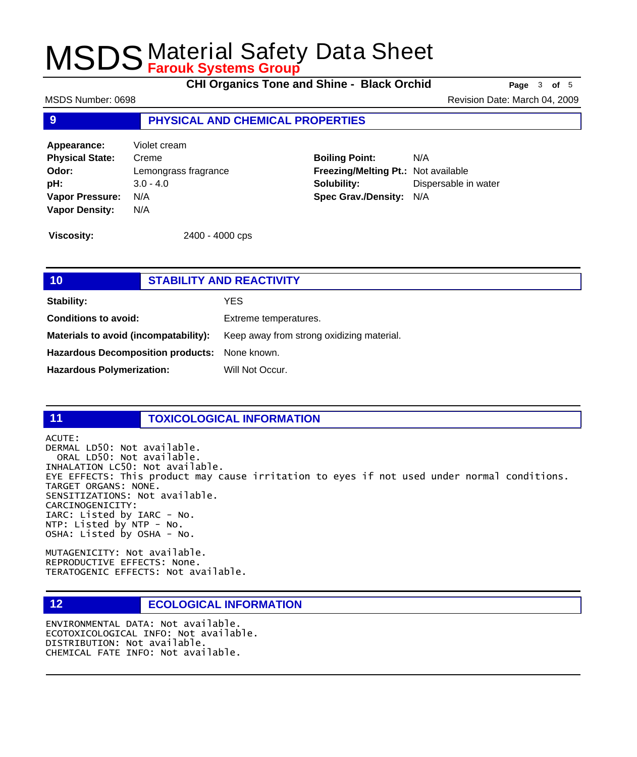## 9 PHYSICAL AND CHEMICAL PROPERTIES

| | | | |
|---|---|---|---|
| **Appearance:** | Violet cream | | |
| **Physical State:** | Creme | **Boiling Point:** | N/A |
| **Odor:** | Lemongrass fragrance | **Freezing/Melting Pt.:** | Not available |
| **pH:** | 3.0 - 4.0 | **Solubility:** | Dispersable in water |
| **Vapor Pressure:** | N/A | **Spec Grav./Density:** | N/A |
| **Vapor Density:** | N/A | | |

**Viscosity:** 2400 - 4000 cps

## 10 STABILITY AND REACTIVITY

| | |
|---|---|
| **Stability:** | YES |
| **Conditions to avoid:** | Extreme temperatures. |
| **Materials to avoid (incompatability):** | Keep away from strong oxidizing material. |
| **Hazardous Decomposition products:** | None known. |
| **Hazardous Polymerization:** | Will Not Occur. |

## 11 TOXICOLOGICAL INFORMATION

ACUTE:
DERMAL LD50: Not available.
ORAL LD50: Not available.
INHALATION LC50: Not available.
EYE EFFECTS: This product may cause irritation to eyes if not used under normal conditions.
TARGET ORGANS: NONE.
SENSITIZATIONS: Not available.
CARCINOGENICITY:
IARC: Listed by IARC - No.
NTP: Listed by NTP - No.
OSHA: Listed by OSHA - No.

MUTAGENICITY: Not available.
REPRODUCTIVE EFFECTS: None.
TERATOGENIC EFFECTS: Not available.

## 12 ECOLOGICAL INFORMATION

ENVIRONMENTAL DATA: Not available.
ECOTOXICOLOGICAL INFO: Not available.
DISTRIBUTION: Not available.
CHEMICAL FATE INFO: Not available.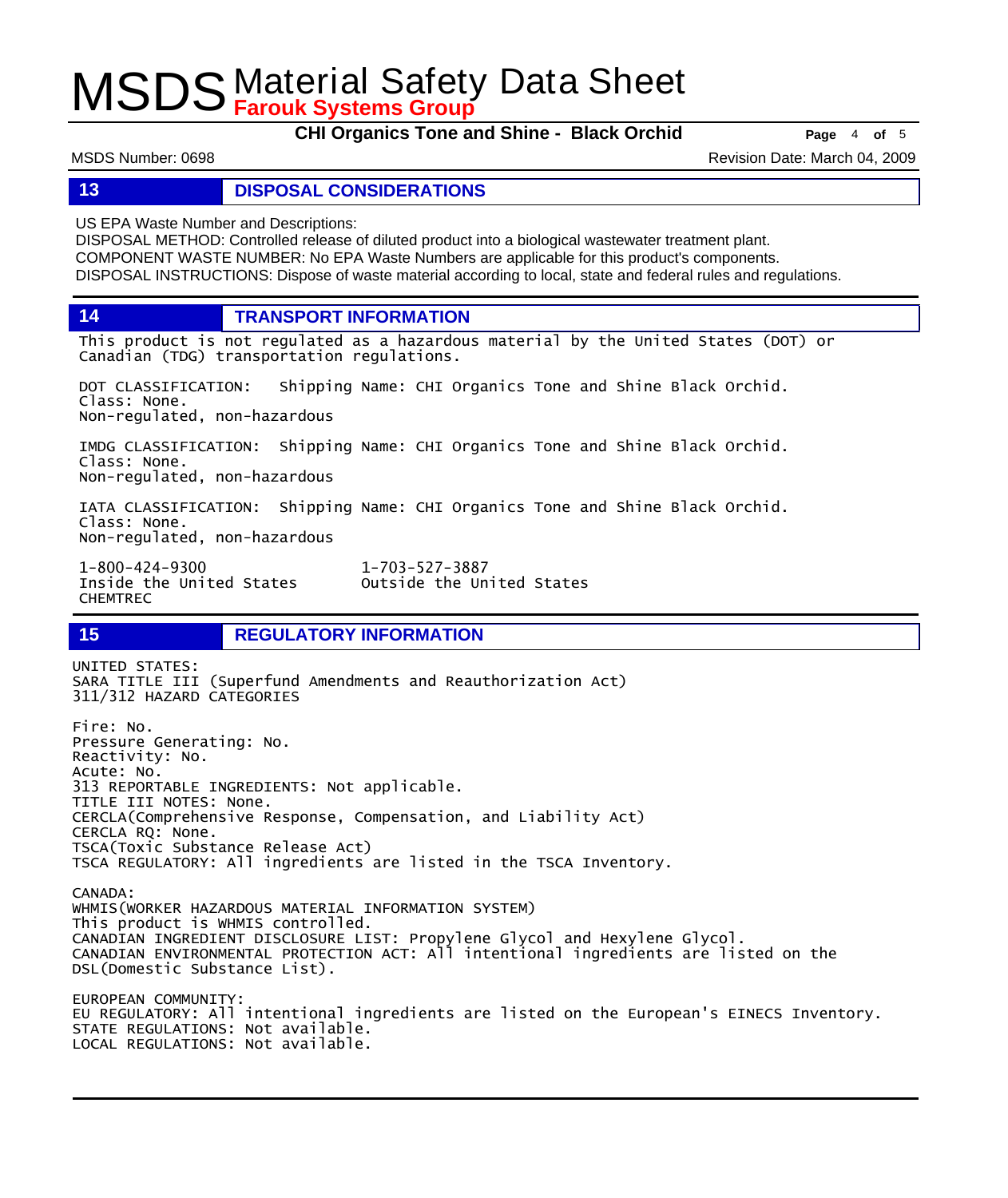## 13 DISPOSAL CONSIDERATIONS

US EPA Waste Number and Descriptions:
DISPOSAL METHOD: Controlled release of diluted product into a biological wastewater treatment plant.
COMPONENT WASTE NUMBER: No EPA Waste Numbers are applicable for this product's components.
DISPOSAL INSTRUCTIONS: Dispose of waste material according to local, state and federal rules and regulations.

## 14 TRANSPORT INFORMATION

This product is not regulated as a hazardous material by the United States (DOT) or Canadian (TDG) transportation regulations.

DOT CLASSIFICATION: Shipping Name: CHI Organics Tone and Shine Black Orchid.
Class: None.
Non-regulated, non-hazardous

IMDG CLASSIFICATION: Shipping Name: CHI Organics Tone and Shine Black Orchid.
Class: None.
Non-regulated, non-hazardous

IATA CLASSIFICATION: Shipping Name: CHI Organics Tone and Shine Black Orchid.
Class: None.
Non-regulated, non-hazardous

1-800-424-9300 Inside the United States
1-703-527-3887 Outside the United States
CHEMTREC

## 15 REGULATORY INFORMATION

UNITED STATES:
SARA TITLE III (Superfund Amendments and Reauthorization Act)
311/312 HAZARD CATEGORIES

Fire: No.
Pressure Generating: No.
Reactivity: No.
Acute: No.
313 REPORTABLE INGREDIENTS: Not applicable.
TITLE III NOTES: None.
CERCLA(Comprehensive Response, Compensation, and Liability Act)
CERCLA RQ: None.
TSCA(Toxic Substance Release Act)
TSCA REGULATORY: All ingredients are listed in the TSCA Inventory.

CANADA:
WHMIS(WORKER HAZARDOUS MATERIAL INFORMATION SYSTEM)
This product is WHMIS controlled.
CANADIAN INGREDIENT DISCLOSURE LIST: Propylene Glycol and Hexylene Glycol.
CANADIAN ENVIRONMENTAL PROTECTION ACT: All intentional ingredients are listed on the DSL(Domestic Substance List).

EUROPEAN COMMUNITY:
EU REGULATORY: All intentional ingredients are listed on the European's EINECS Inventory.
STATE REGULATIONS: Not available.
LOCAL REGULATIONS: Not available.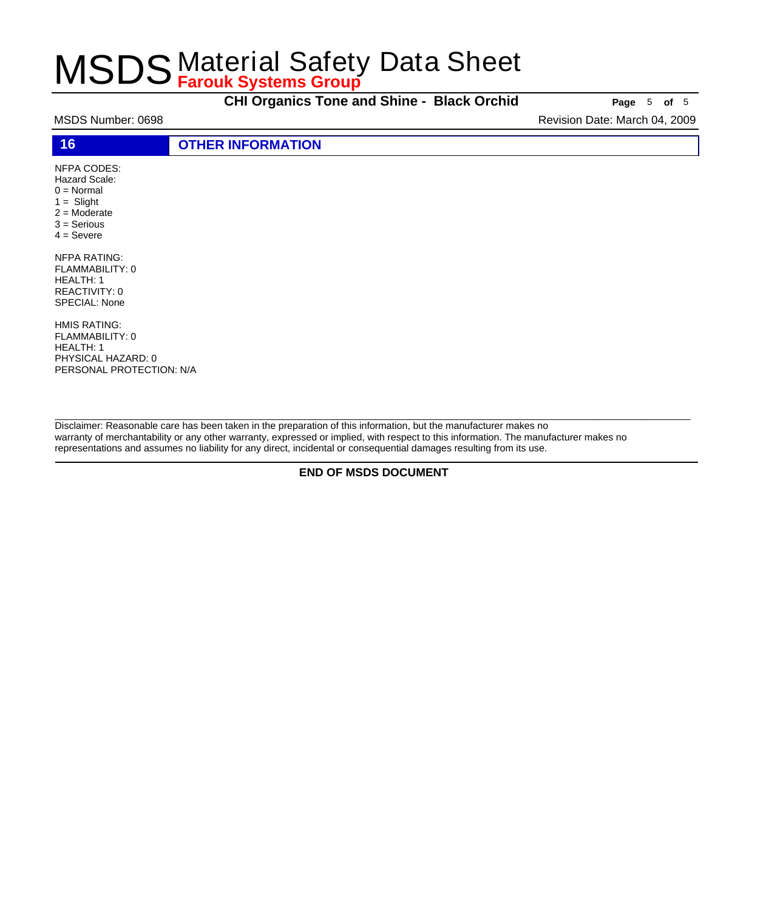## 16 OTHER INFORMATION

NFPA CODES:
Hazard Scale:
0 = Normal
1 = Slight
2 = Moderate
3 = Serious
4 = Severe

NFPA RATING:
FLAMMABILITY: 0
HEALTH: 1
REACTIVITY: 0
SPECIAL: None

HMIS RATING:
FLAMMABILITY: 0
HEALTH: 1
PHYSICAL HAZARD: 0
PERSONAL PROTECTION: N/A

---

Disclaimer: Reasonable care has been taken in the preparation of this information, but the manufacturer makes no warranty of merchantability or any other warranty, expressed or implied, with respect to this information. The manufacturer makes no representations and assumes no liability for any direct, incidental or consequential damages resulting from its use.

---

**END OF MSDS DOCUMENT**